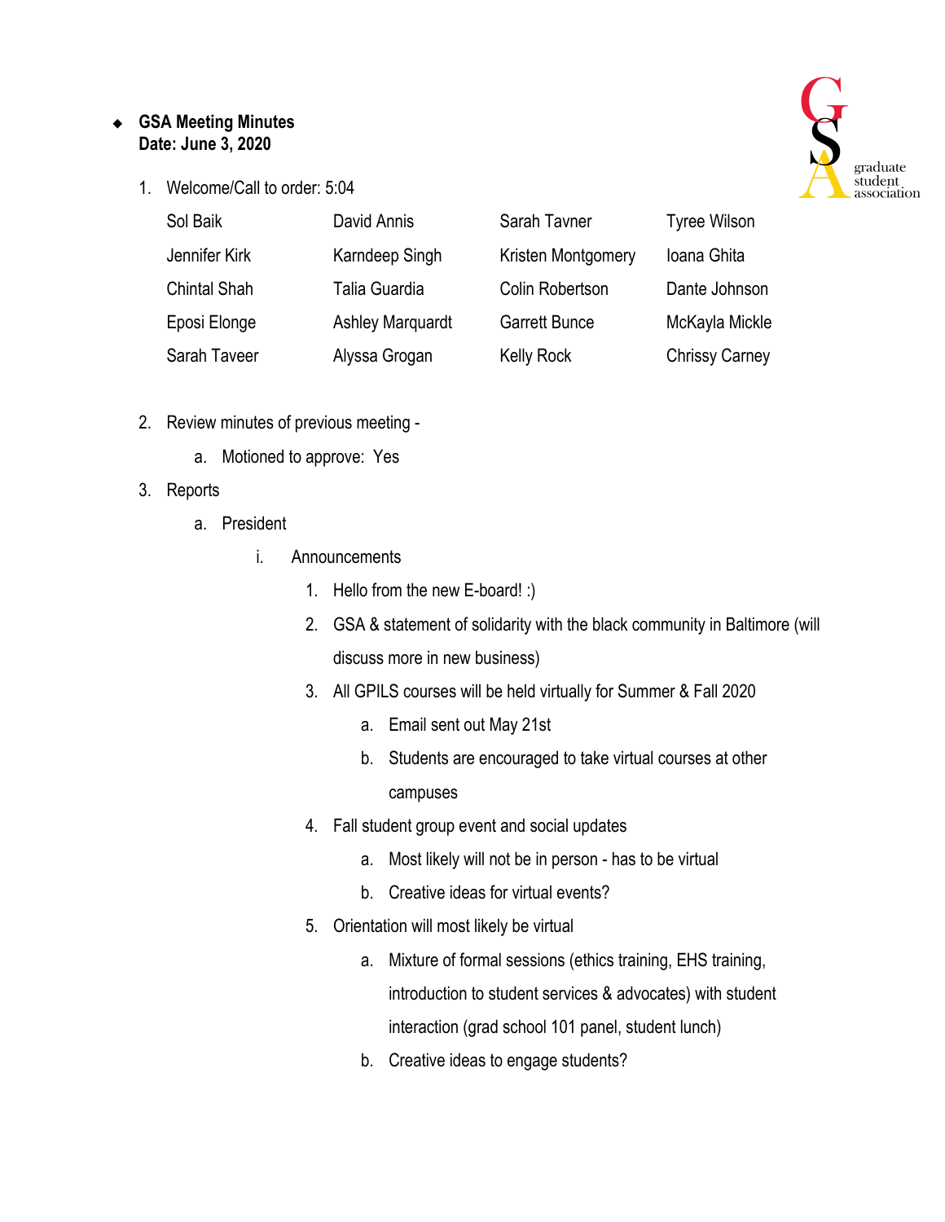- **GSA Meeting Minutes**
  **Date: June 3, 2020**

1. Welcome/Call to order: 5:04

| | | | |
|---|---|---|---|
| Sol Baik | David Annis | Sarah Tavner | Tyree Wilson |
| Jennifer Kirk | Karndeep Singh | Kristen Montgomery | Ioana Ghita |
| Chintal Shah | Talia Guardia | Colin Robertson | Dante Johnson |
| Eposi Elonge | Ashley Marquardt | Garrett Bunce | McKayla Mickle |
| Sarah Taveer | Alyssa Grogan | Kelly Rock | Chrissy Carney |

2. Review minutes of previous meeting -
   a. Motioned to approve: Yes
3. Reports
   a. President
      i. Announcements
         1. Hello from the new E-board! :)
         2. GSA & statement of solidarity with the black community in Baltimore (will discuss more in new business)
         3. All GPILS courses will be held virtually for Summer & Fall 2020
            a. Email sent out May 21st
            b. Students are encouraged to take virtual courses at other campuses
         4. Fall student group event and social updates
            a. Most likely will not be in person - has to be virtual
            b. Creative ideas for virtual events?
         5. Orientation will most likely be virtual
            a. Mixture of formal sessions (ethics training, EHS training, introduction to student services & advocates) with student interaction (grad school 101 panel, student lunch)
            b. Creative ideas to engage students?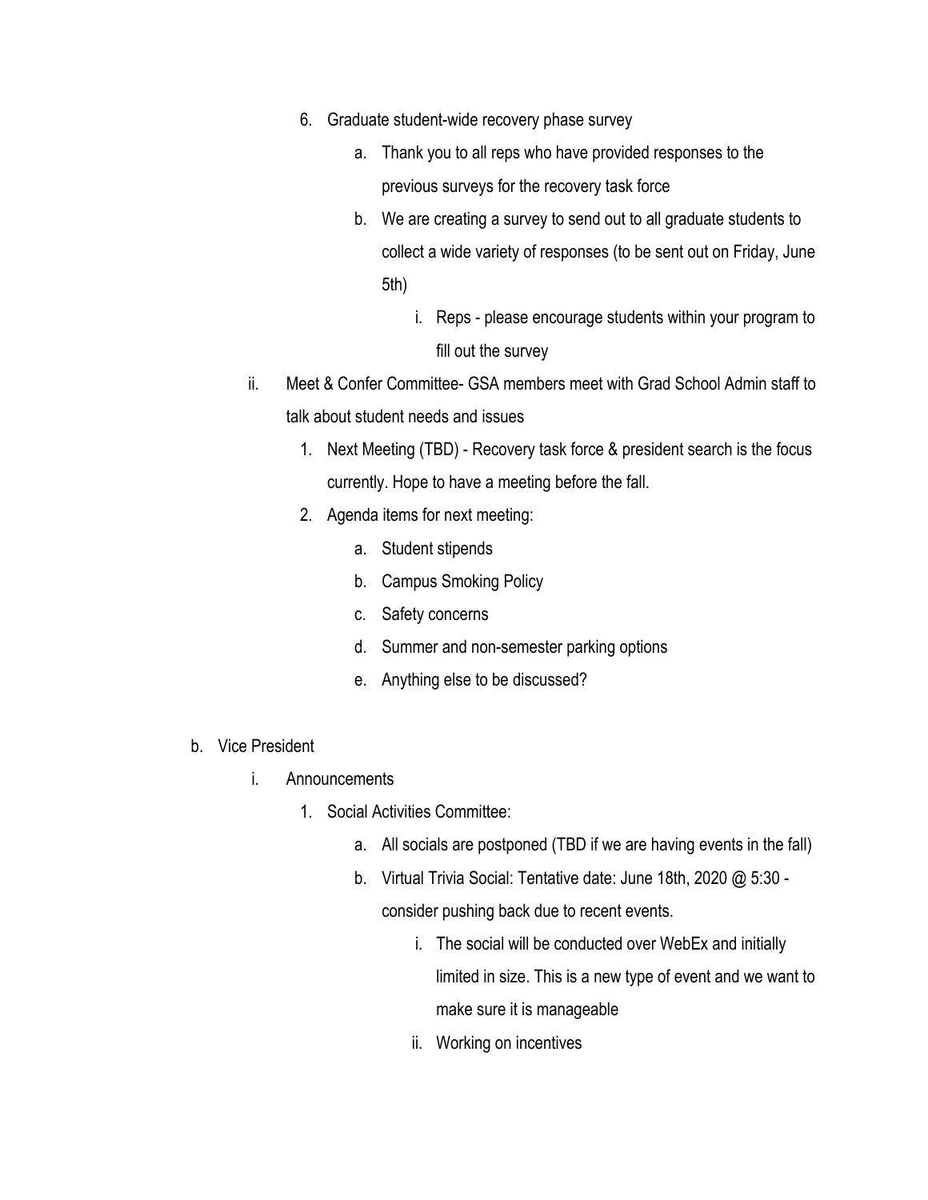6. Graduate student-wide recovery phase survey
    a. Thank you to all reps who have provided responses to the previous surveys for the recovery task force
    b. We are creating a survey to send out to all graduate students to collect a wide variety of responses (to be sent out on Friday, June 5th)
        i. Reps - please encourage students within your program to fill out the survey

ii. Meet & Confer Committee- GSA members meet with Grad School Admin staff to talk about student needs and issues
    1. Next Meeting (TBD) - Recovery task force & president search is the focus currently. Hope to have a meeting before the fall.
    2. Agenda items for next meeting:
        a. Student stipends
        b. Campus Smoking Policy
        c. Safety concerns
        d. Summer and non-semester parking options
        e. Anything else to be discussed?

b. Vice President
    i. Announcements
        1. Social Activities Committee:
            a. All socials are postponed (TBD if we are having events in the fall)
            b. Virtual Trivia Social: Tentative date: June 18th, 2020 @ 5:30 - consider pushing back due to recent events.
                i. The social will be conducted over WebEx and initially limited in size. This is a new type of event and we want to make sure it is manageable
                ii. Working on incentives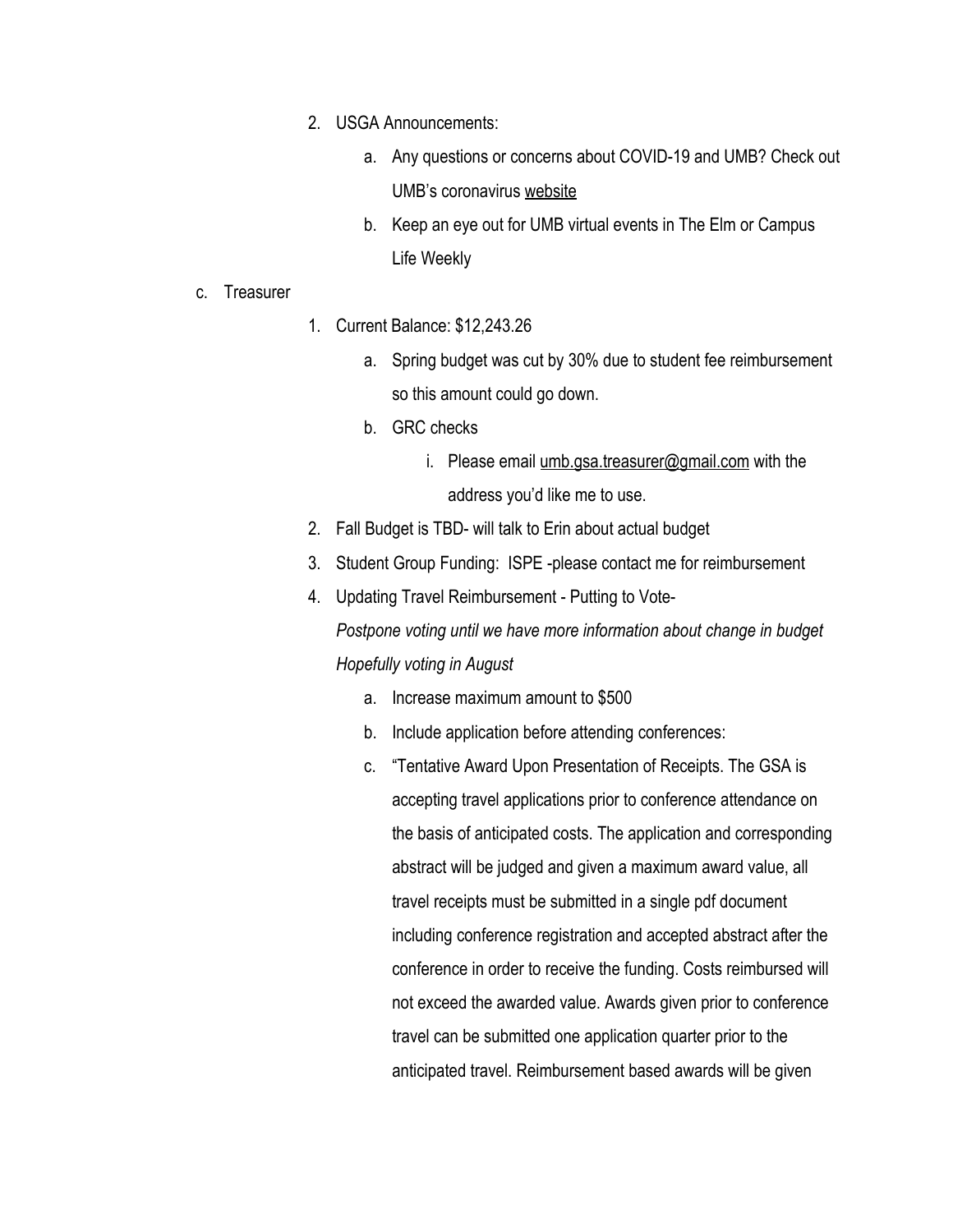2. USGA Announcements:
    a. Any questions or concerns about COVID-19 and UMB? Check out UMB's coronavirus website
    b. Keep an eye out for UMB virtual events in The Elm or Campus Life Weekly

c. Treasurer

1. Current Balance: $12,243.26
    a. Spring budget was cut by 30% due to student fee reimbursement so this amount could go down.
    b. GRC checks
        i. Please email umb.gsa.treasurer@gmail.com with the address you'd like me to use.
2. Fall Budget is TBD- will talk to Erin about actual budget
3. Student Group Funding: ISPE -please contact me for reimbursement
4. Updating Travel Reimbursement - Putting to Vote-
   *Postpone voting until we have more information about change in budget*
   *Hopefully voting in August*
    a. Increase maximum amount to $500
    b. Include application before attending conferences:
    c. "Tentative Award Upon Presentation of Receipts. The GSA is accepting travel applications prior to conference attendance on the basis of anticipated costs. The application and corresponding abstract will be judged and given a maximum award value, all travel receipts must be submitted in a single pdf document including conference registration and accepted abstract after the conference in order to receive the funding. Costs reimbursed will not exceed the awarded value. Awards given prior to conference travel can be submitted one application quarter prior to the anticipated travel. Reimbursement based awards will be given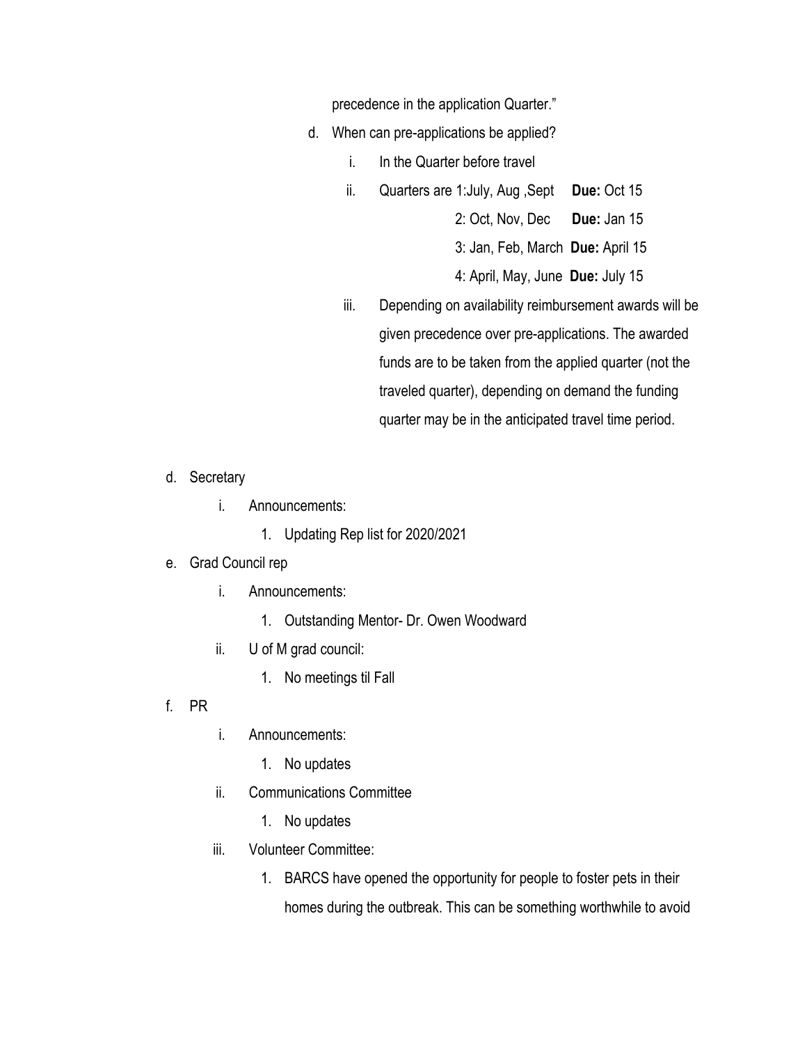precedence in the application Quarter."

   d. When can pre-applications be applied?
      i. In the Quarter before travel
      ii. Quarters are 1:July, Aug ,Sept **Due:** Oct 15
          2: Oct, Nov, Dec **Due:** Jan 15
          3: Jan, Feb, March **Due:** April 15
          4: April, May, June **Due:** July 15
      iii. Depending on availability reimbursement awards will be given precedence over pre-applications. The awarded funds are to be taken from the applied quarter (not the traveled quarter), depending on demand the funding quarter may be in the anticipated travel time period.

d. Secretary
   i. Announcements:
      1. Updating Rep list for 2020/2021
e. Grad Council rep
   i. Announcements:
      1. Outstanding Mentor- Dr. Owen Woodward
   ii. U of M grad council:
      1. No meetings til Fall
f. PR
   i. Announcements:
      1. No updates
   ii. Communications Committee
      1. No updates
   iii. Volunteer Committee:
      1. BARCS have opened the opportunity for people to foster pets in their homes during the outbreak. This can be something worthwhile to avoid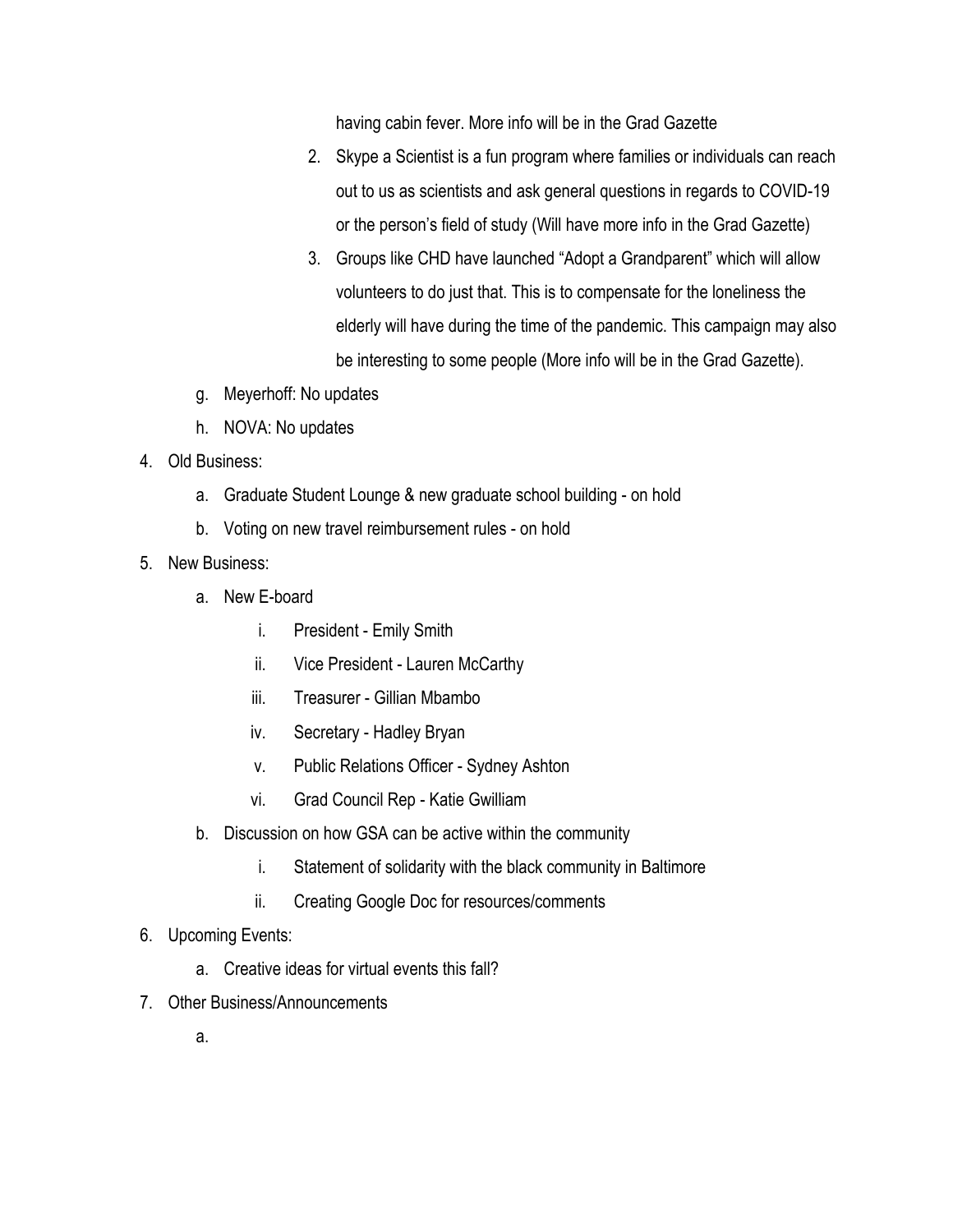having cabin fever. More info will be in the Grad Gazette

2. Skype a Scientist is a fun program where families or individuals can reach out to us as scientists and ask general questions in regards to COVID-19 or the person's field of study (Will have more info in the Grad Gazette)
3. Groups like CHD have launched "Adopt a Grandparent" which will allow volunteers to do just that. This is to compensate for the loneliness the elderly will have during the time of the pandemic. This campaign may also be interesting to some people (More info will be in the Grad Gazette).

g. Meyerhoff: No updates

h. NOVA: No updates

4. Old Business:
    a. Graduate Student Lounge & new graduate school building - on hold
    b. Voting on new travel reimbursement rules - on hold
5. New Business:
    a. New E-board
        i. President - Emily Smith
        ii. Vice President - Lauren McCarthy
        iii. Treasurer - Gillian Mbambo
        iv. Secretary - Hadley Bryan
        v. Public Relations Officer - Sydney Ashton
        vi. Grad Council Rep - Katie Gwilliam
    b. Discussion on how GSA can be active within the community
        i. Statement of solidarity with the black community in Baltimore
        ii. Creating Google Doc for resources/comments
6. Upcoming Events:
    a. Creative ideas for virtual events this fall?
7. Other Business/Announcements
    a.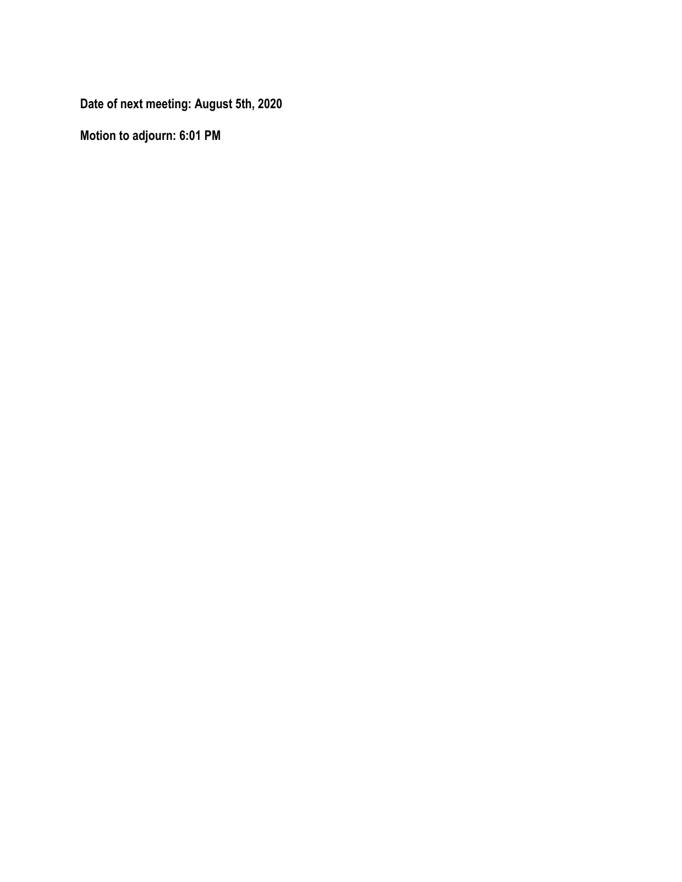**Date of next meeting: August 5th, 2020**

**Motion to adjourn: 6:01 PM**